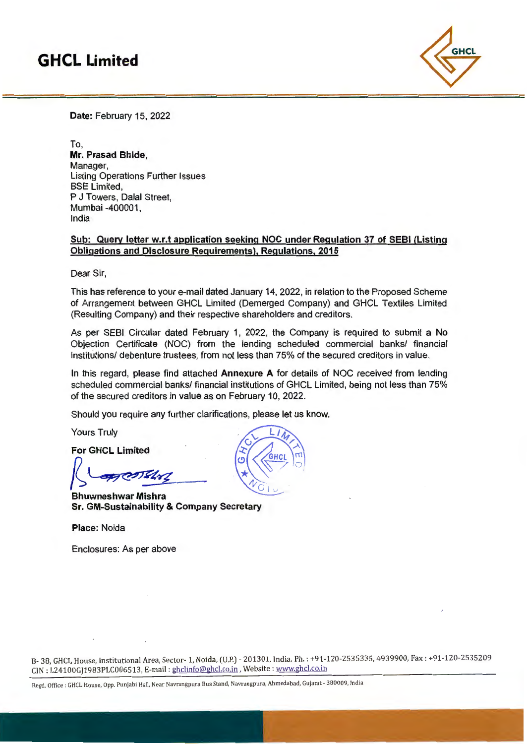# GHCL Limited

**Date:** February 15, 2022

To,
**Mr. Prasad Bhide,**
Manager,
Listing Operations Further Issues
BSE Limited,
P J Towers, Dalal Street,
Mumbai -400001,
India

**Sub: Query letter w.r.t application seeking NOC under Regulation 37 of SEBI (Listing Obligations and Disclosure Requirements), Regulations, 2015**

Dear Sir,

This has reference to your e-mail dated January 14, 2022, in relation to the Proposed Scheme of Arrangement between GHCL Limited (Demerged Company) and GHCL Textiles Limited (Resulting Company) and their respective shareholders and creditors.

As per SEBI Circular dated February 1, 2022, the Company is required to submit a No Objection Certificate (NOC) from the lending scheduled commercial banks/ financial institutions/ debenture trustees, from not less than 75% of the secured creditors in value.

In this regard, please find attached **Annexure A** for details of NOC received from lending scheduled commercial banks/ financial institutions of GHCL Limited, being not less than 75% of the secured creditors in value as on February 10, 2022.

Should you require any further clarifications, please let us know.

Yours Truly

**For GHCL Limited**

**Bhuwneshwar Mishra**
**Sr. GM-Sustainability & Company Secretary**

**Place:** Noida

Enclosures: As per above

B- 38, GHCL House, Institutional Area, Sector- 1, Noida, (U.P.) - 201301, India. Ph. : +91-120-2535335, 4939900, Fax : +91-120-2535209
CIN : L24100GJ1983PLC006513, E-mail : ghclinfo@ghcl.co.in , Website : www.ghcl.co.in

Regd. Office : GHCL House, Opp. Punjabi Hall, Near Navrangpura Bus Stand, Navrangpura, Ahmedabad, Gujarat - 380009, India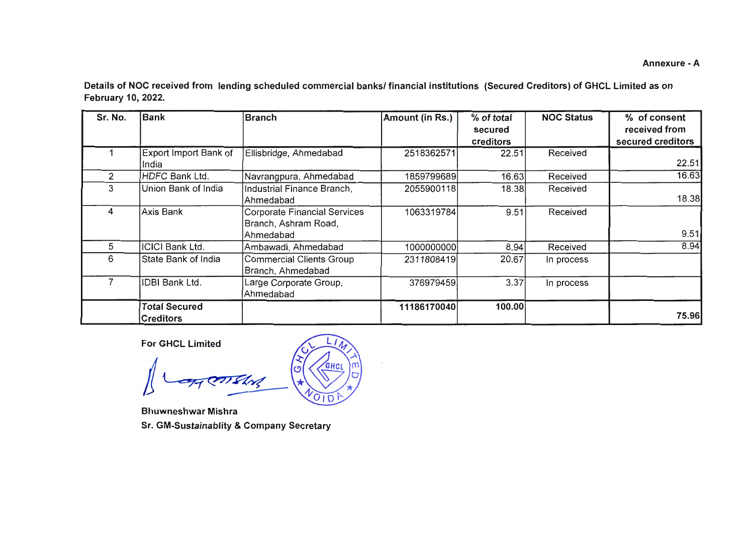**Annexure - A**

**Details of NOC received from lending scheduled commercial banks/ financial institutions (Secured Creditors) of GHCL Limited as on February 10, 2022.**

| Sr. No. | Bank | Branch | Amount (in Rs.) | % of total secured creditors | NOC Status | % of consent received from secured creditors |
|---|---|---|---|---|---|---|
| 1 | Export Import Bank of India | Ellisbridge, Ahmedabad | 2518362571 | 22.51 | Received | 22.51 |
| 2 | HDFC Bank Ltd. | Navrangpura, Ahmedabad | 1859799689 | 16.63 | Received | 16.63 |
| 3 | Union Bank of India | Industrial Finance Branch, Ahmedabad | 2055900118 | 18.38 | Received | 18.38 |
| 4 | Axis Bank | Corporate Financial Services Branch, Ashram Road, Ahmedabad | 1063319784 | 9.51 | Received | 9.51 |
| 5 | ICICI Bank Ltd. | Ambawadi, Ahmedabad | 1000000000 | 8.94 | Received | 8.94 |
| 6 | State Bank of India | Commercial Clients Group Branch, Ahmedabad | 2311808419 | 20.67 | In process | |
| 7 | IDBI Bank Ltd. | Large Corporate Group, Ahmedabad | 376979459 | 3.37 | In process | |
| | **Total Secured Creditors** | | **11186170040** | **100.00** | | **75.96** |

**For GHCL Limited**

**Bhuwneshwar Mishra**
**Sr. GM-Sustainablity & Company Secretary**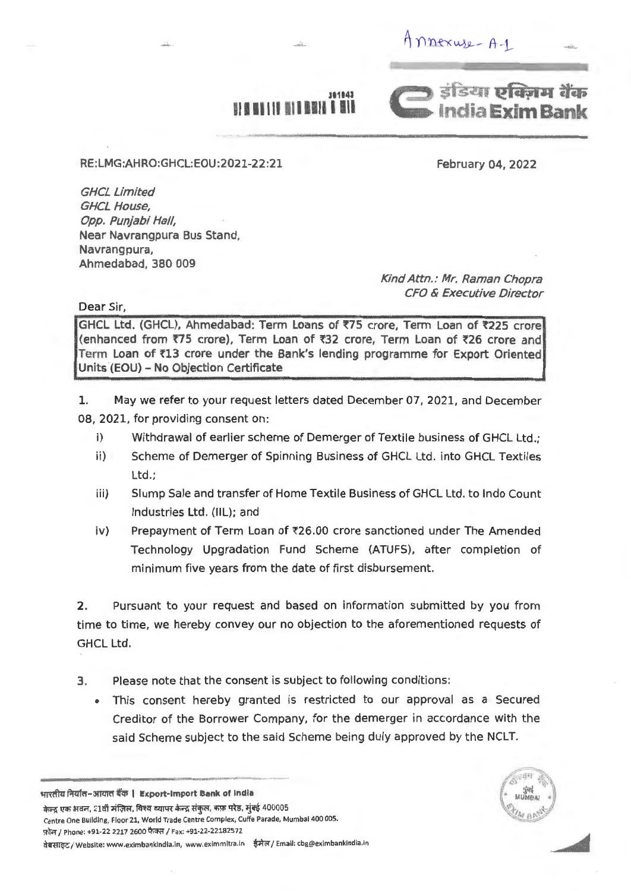Annexure- A-1

RE:LMG:AHRO:GHCL:EOU:2021-22:21

February 04, 2022

*GHCL Limited*
*GHCL House,*
*Opp. Punjabi Hall,*
Near Navrangpura Bus Stand,
Navrangpura,
Ahmedabad, 380 009

*Kind Attn.: Mr. Raman Chopra*
*CFO & Executive Director*

Dear Sir,

**GHCL Ltd. (GHCL), Ahmedabad: Term Loans of ₹75 crore, Term Loan of ₹225 crore (enhanced from ₹75 crore), Term Loan of ₹32 crore, Term Loan of ₹26 crore and Term Loan of ₹13 crore under the Bank's lending programme for Export Oriented Units (EOU) – No Objection Certificate**

1. May we refer to your request letters dated December 07, 2021, and December 08, 2021, for providing consent on:

   i) Withdrawal of earlier scheme of Demerger of Textile business of GHCL Ltd.;

   ii) Scheme of Demerger of Spinning Business of GHCL Ltd. into GHCL Textiles Ltd.;

   iii) Slump Sale and transfer of Home Textile Business of GHCL Ltd. to Indo Count Industries Ltd. (IIL); and

   iv) Prepayment of Term Loan of ₹26.00 crore sanctioned under The Amended Technology Upgradation Fund Scheme (ATUFS), after completion of minimum five years from the date of first disbursement.

2. Pursuant to your request and based on information submitted by you from time to time, we hereby convey our no objection to the aforementioned requests of GHCL Ltd.

3. Please note that the consent is subject to following conditions:

   - This consent hereby granted is restricted to our approval as a Secured Creditor of the Borrower Company, for the demerger in accordance with the said Scheme subject to the said Scheme being duly approved by the NCLT.

भारतीय निर्यात-आयात बैंक | Export-Import Bank of India
केन्द्र एक भवन, 21वीं मंज़िल, विश्व व्यापार केन्द्र संकुल, कफ़ परेड, मुंबई 400005
Centre One Building, Floor 21, World Trade Centre Complex, Cuffe Parade, Mumbai 400 005.
फ़ोन / Phone: +91-22 2217 2600 फैक्स / Fax: +91-22-22182572
वेबसाइट / Website: www.eximbankindia.in, www.eximmitra.in ईमेल / Email: cbg@eximbankindia.in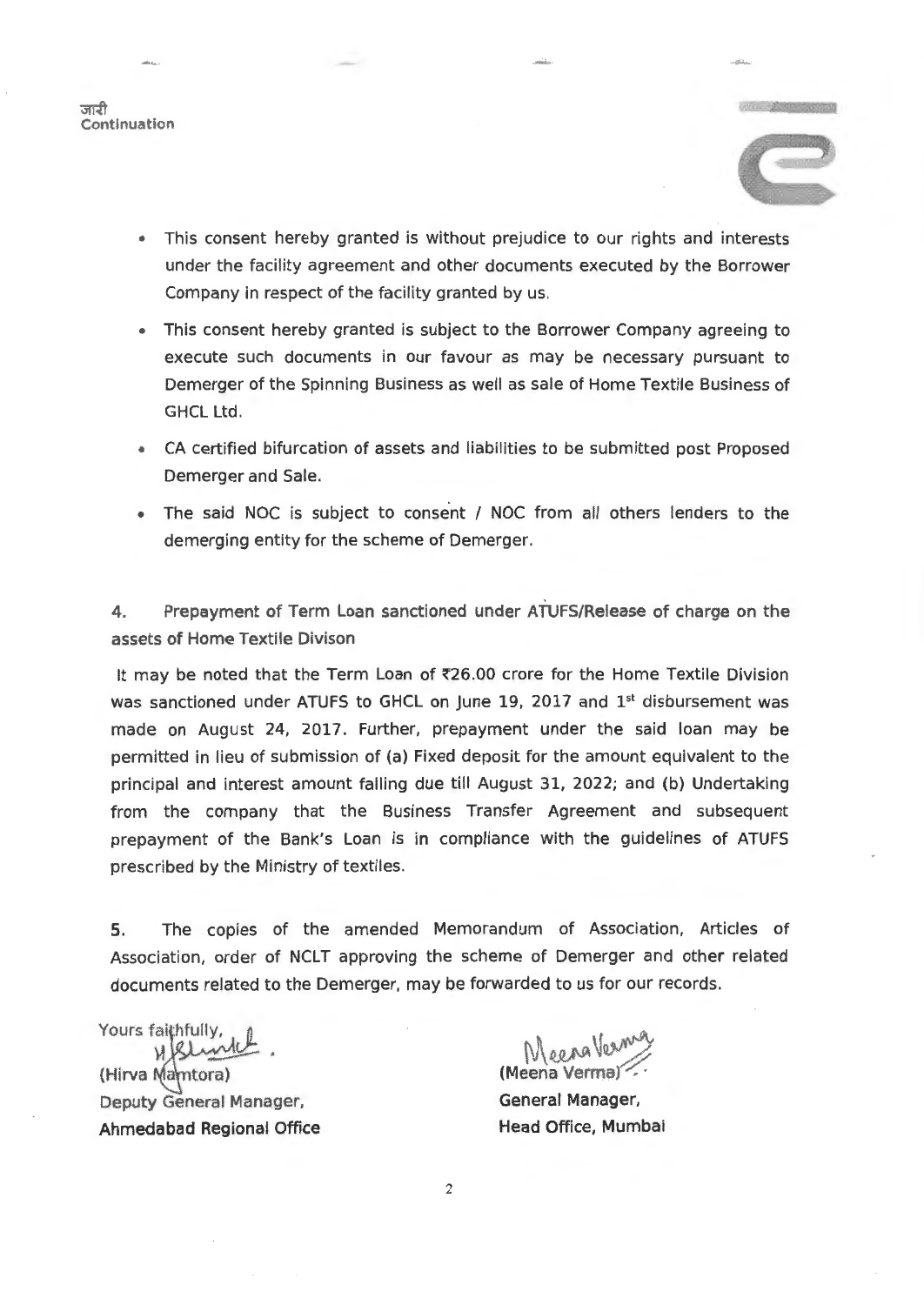जारी
Continuation

- This consent hereby granted is without prejudice to our rights and interests under the facility agreement and other documents executed by the Borrower Company in respect of the facility granted by us.
- This consent hereby granted is subject to the Borrower Company agreeing to execute such documents in our favour as may be necessary pursuant to Demerger of the Spinning Business as well as sale of Home Textile Business of GHCL Ltd.
- CA certified bifurcation of assets and liabilities to be submitted post Proposed Demerger and Sale.
- The said NOC is subject to consent / NOC from all others lenders to the demerging entity for the scheme of Demerger.

**4. Prepayment of Term Loan sanctioned under ATUFS/Release of charge on the assets of Home Textile Divison**

It may be noted that the Term Loan of ₹26.00 crore for the Home Textile Division was sanctioned under ATUFS to GHCL on June 19, 2017 and 1st disbursement was made on August 24, 2017. Further, prepayment under the said loan may be permitted in lieu of submission of (a) Fixed deposit for the amount equivalent to the principal and interest amount falling due till August 31, 2022; and (b) Undertaking from the company that the Business Transfer Agreement and subsequent prepayment of the Bank's Loan is in compliance with the guidelines of ATUFS prescribed by the Ministry of textiles.

5. The copies of the amended Memorandum of Association, Articles of Association, order of NCLT approving the scheme of Demerger and other related documents related to the Demerger, may be forwarded to us for our records.

Yours faithfully,

(Hirva Mamtora)
Deputy General Manager,
**Ahmedabad Regional Office**

**(Meena Verma)**
**General Manager,**
**Head Office, Mumbai**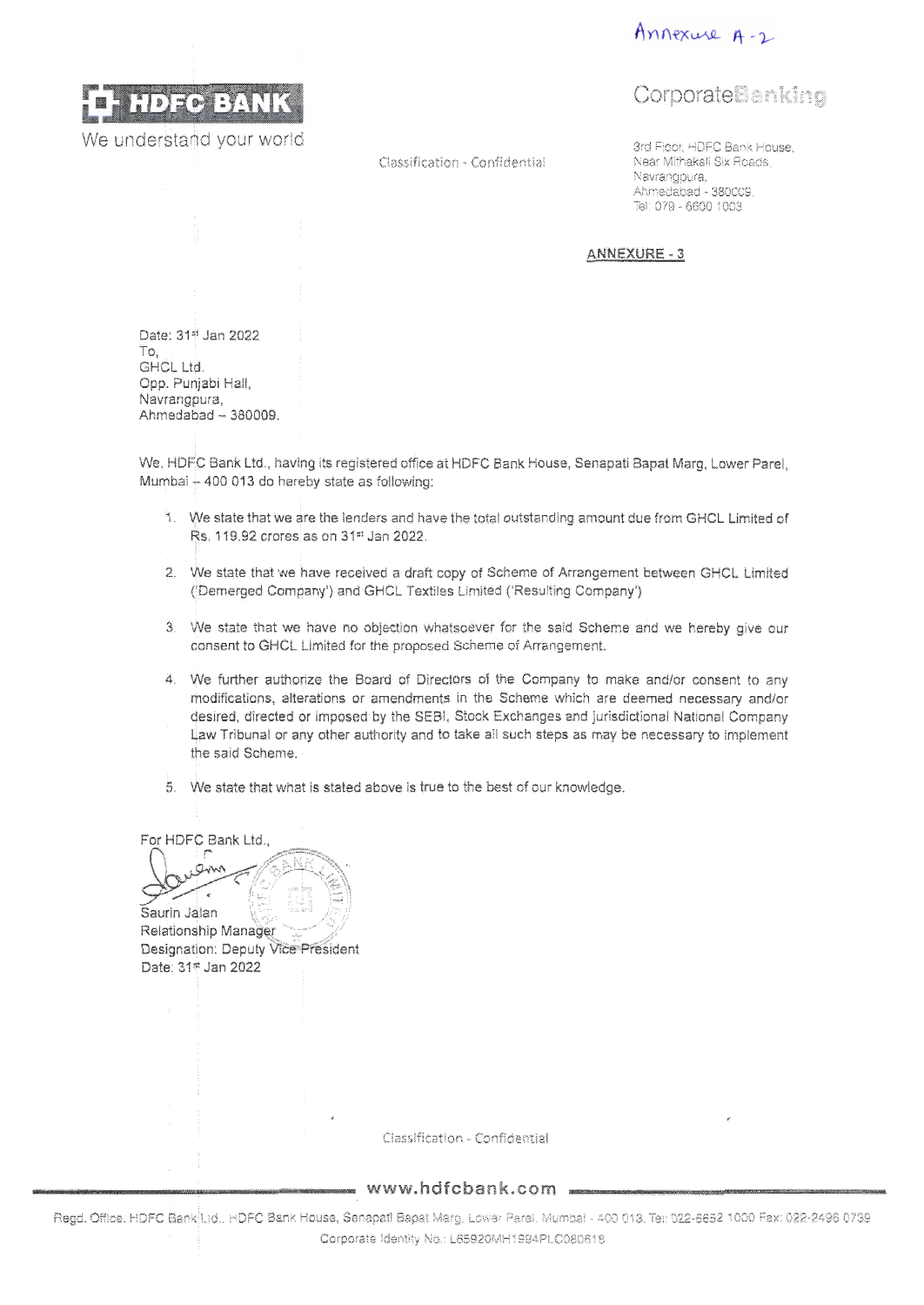Annexure A-2

# HDFC BANK
We understand your world

Classification - Confidential

Corporate Banking

3rd Floor, HDFC Bank House,
Near Mithakali Six Roads,
Navrangpura,
Ahmedabad - 380009.
Tel: 079 - 6600 1003

**ANNEXURE - 3**

Date: 31st Jan 2022
To,
GHCL Ltd.
Opp. Punjabi Hall,
Navrangpura,
Ahmedabad – 380009.

We, HDFC Bank Ltd., having its registered office at HDFC Bank House, Senapati Bapat Marg, Lower Parel, Mumbai – 400 013 do hereby state as following:

1. We state that we are the lenders and have the total outstanding amount due from GHCL Limited of Rs. 119.92 crores as on 31st Jan 2022.

2. We state that we have received a draft copy of Scheme of Arrangement between GHCL Limited ('Demerged Company') and GHCL Textiles Limited ('Resulting Company')

3. We state that we have no objection whatsoever for the said Scheme and we hereby give our consent to GHCL Limited for the proposed Scheme of Arrangement.

4. We further authorize the Board of Directors of the Company to make and/or consent to any modifications, alterations or amendments in the Scheme which are deemed necessary and/or desired, directed or imposed by the SEBI, Stock Exchanges and jurisdictional National Company Law Tribunal or any other authority and to take all such steps as may be necessary to implement the said Scheme.

5. We state that what is stated above is true to the best of our knowledge.

For HDFC Bank Ltd.,

Saurin Jalan
Relationship Manager
Designation: Deputy Vice President
Date: 31st Jan 2022

Classification - Confidential

www.hdfcbank.com

Regd. Office: HDFC Bank Ltd., HDFC Bank House, Senapati Bapat Marg, Lower Parel, Mumbai - 400 013. Tel: 022-6652 1000 Fax: 022-2496 0739
Corporate Identity No.: L65920MH1994PLC080618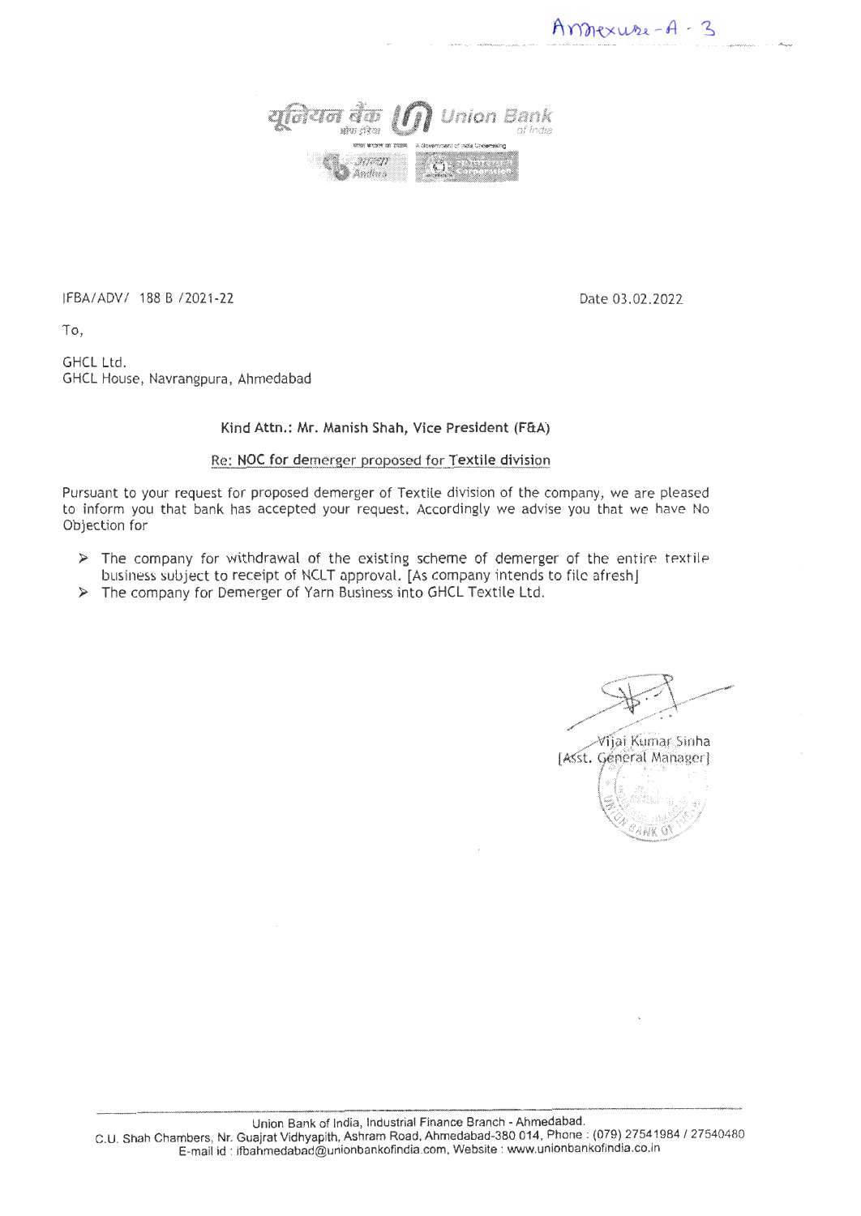Annexure-A - 3

यूनियन बैंक ऑफ इंडिया Union Bank of India

A Government of India Undertaking

IFBA/ADV/ 188 B /2021-22

Date 03.02.2022

To,

GHCL Ltd.
GHCL House, Navrangpura, Ahmedabad

**Kind Attn.: Mr. Manish Shah, Vice President (F&A)**

**Re: NOC for demerger proposed for Textile division**

Pursuant to your request for proposed demerger of Textile division of the company, we are pleased to inform you that bank has accepted your request. Accordingly we advise you that we have No Objection for

- The company for withdrawal of the existing scheme of demerger of the entire textile business subject to receipt of NCLT approval. [As company intends to file afresh]
- The company for Demerger of Yarn Business into GHCL Textile Ltd.

Vijai Kumar Sinha
[Asst. General Manager]

Union Bank of India, Industrial Finance Branch - Ahmedabad.
C.U. Shah Chambers, Nr. Guajrat Vidhyapith, Ashram Road, Ahmedabad-380 014, Phone : (079) 27541984 / 27540480
E-mail id : ifbahmedabad@unionbankofindia.com, Website : www.unionbankofindia.co.in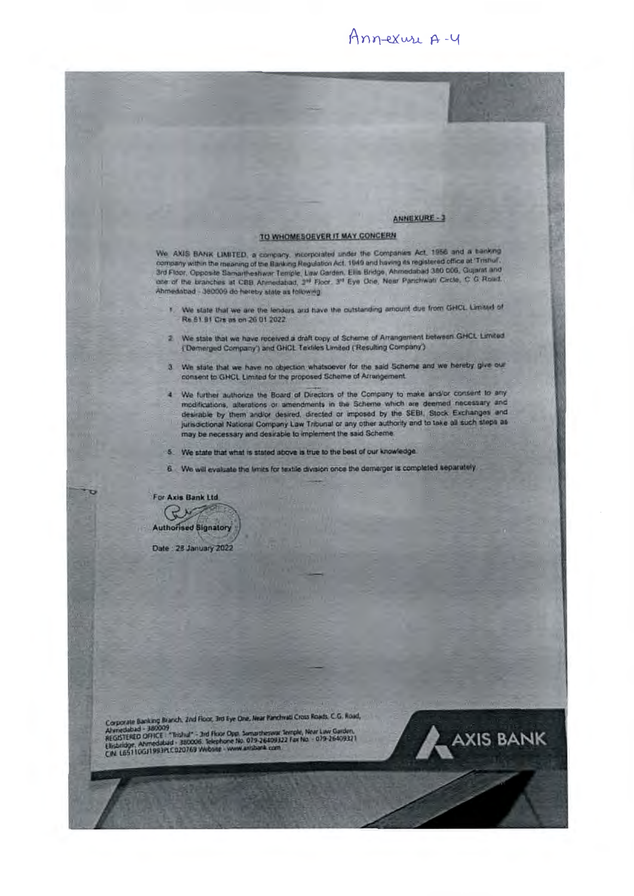Annexure A-4

**ANNEXURE - 3**

**TO WHOMESOEVER IT MAY CONCERN**

We, AXIS BANK LIMITED, a company, incorporated under the Companies Act, 1956 and a banking company within the meaning of the Banking Regulation Act, 1949 and having its registered office at 'Trishul', 3rd Floor, Opposite Samartheshwar Temple, Law Garden, Ellis Bridge, Ahmedabad 380 006, Gujarat and one of the branches at CBB Ahmedabad, 2nd Floor, 3rd Eye One, Near Panchwati Circle, C G Road, Ahmedabad - 380009 do hereby state as following:

1. We state that we are the lenders and have the outstanding amount due from GHCL Limited of Rs.61.81 Crs as on 26.01.2022.
2. We state that we have received a draft copy of Scheme of Arrangement between GHCL Limited ('Demerged Company') and GHCL Textiles Limited ('Resulting Company').
3. We state that we have no objection whatsoever for the said Scheme and we hereby give our consent to GHCL Limited for the proposed Scheme of Arrangement.
4. We further authorize the Board of Directors of the Company to make and/or consent to any modifications, alterations or amendments in the Scheme which are deemed necessary and desirable by them and/or desired, directed or imposed by the SEBI, Stock Exchanges and jurisdictional National Company Law Tribunal or any other authority and to take all such steps as may be necessary and desirable to implement the said Scheme.
5. We state that what is stated above is true to the best of our knowledge.
6. We will evaluate the limits for textile division once the demerger is completed separately.

For **Axis Bank Ltd.**

**Authorised Signatory**

Date : 28 January 2022

Corporate Banking Branch, 2nd Floor, 3rd Eye One, Near Panchwati Cross Roads, C.G. Road, Ahmedabad - 380009
REGISTERED OFFICE : "Trishul" - 3rd Floor Opp. Samartheswar Temple, Near Law Garden, Ellisbridge, Ahmedabad - 380006. Telephone No. 079-26409322 Fax No. - 079-26409321
CIN: L65110GJ1993PLC020769 Website - www.axisbank.com

AXIS BANK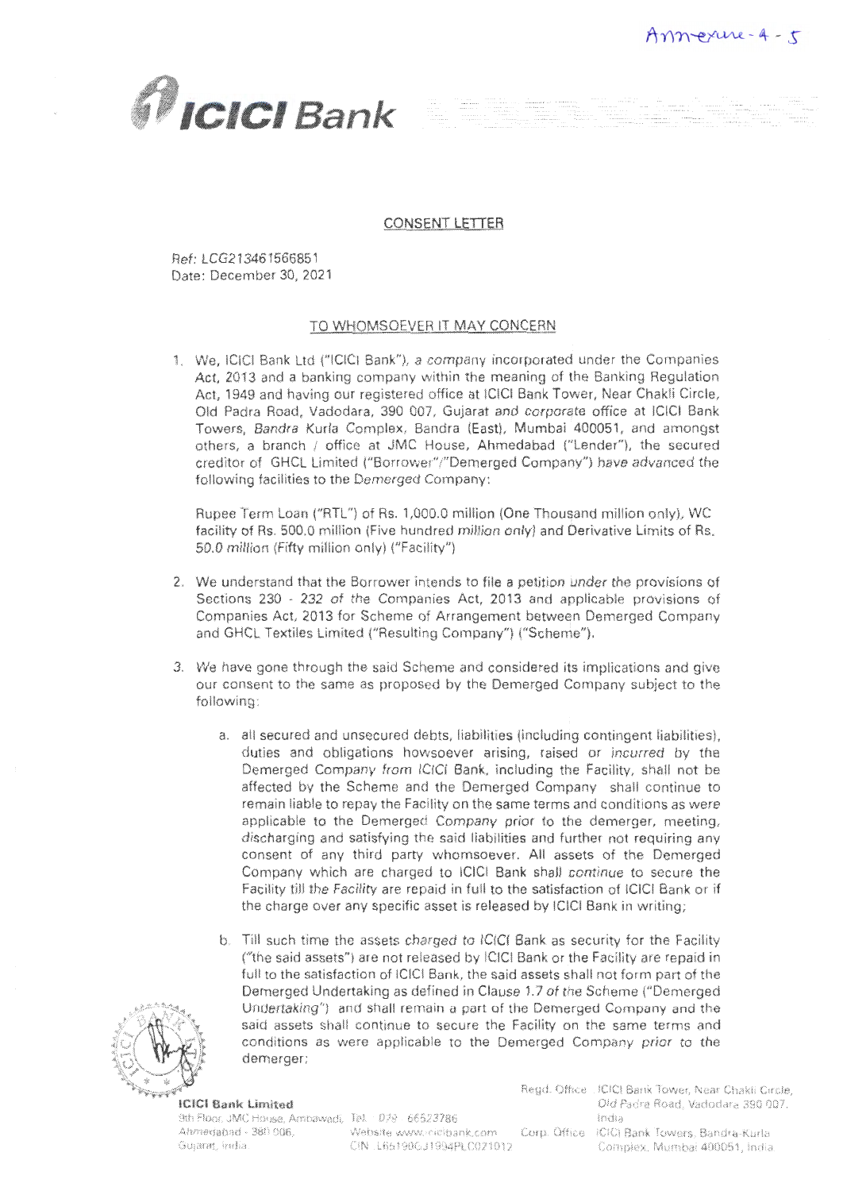Annexure-4-5

ICICI Bank

## CONSENT LETTER

Ref: LCG213461566851
Date: December 30, 2021

### TO WHOMSOEVER IT MAY CONCERN

1. We, ICICI Bank Ltd ("ICICI Bank"), a company incorporated under the Companies Act, 2013 and a banking company within the meaning of the Banking Regulation Act, 1949 and having our registered office at ICICI Bank Tower, Near Chakli Circle, Old Padra Road, Vadodara, 390 007, Gujarat and corporate office at ICICI Bank Towers, Bandra Kurla Complex, Bandra (East), Mumbai 400051, and amongst others, a branch / office at JMC House, Ahmedabad ("Lender"), the secured creditor of GHCL Limited ("Borrower"/"Demerged Company") have advanced the following facilities to the Demerged Company:

   Rupee Term Loan ("RTL") of Rs. 1,000.0 million (One Thousand million only), WC facility of Rs. 500.0 million (Five hundred million only) and Derivative Limits of Rs. 50.0 million (Fifty million only) ("Facility")

2. We understand that the Borrower intends to file a petition under the provisions of Sections 230 - 232 of the Companies Act, 2013 and applicable provisions of Companies Act, 2013 for Scheme of Arrangement between Demerged Company and GHCL Textiles Limited ("Resulting Company") ("Scheme").

3. We have gone through the said Scheme and considered its implications and give our consent to the same as proposed by the Demerged Company subject to the following:

   a. all secured and unsecured debts, liabilities (including contingent liabilities), duties and obligations howsoever arising, raised or incurred by the Demerged Company from ICICI Bank, including the Facility, shall not be affected by the Scheme and the Demerged Company shall continue to remain liable to repay the Facility on the same terms and conditions as were applicable to the Demerged Company prior to the demerger, meeting, discharging and satisfying the said liabilities and further not requiring any consent of any third party whomsoever. All assets of the Demerged Company which are charged to ICICI Bank shall continue to secure the Facility till the Facility are repaid in full to the satisfaction of ICICI Bank or if the charge over any specific asset is released by ICICI Bank in writing;

   b. Till such time the assets charged to ICICI Bank as security for the Facility ("the said assets") are not released by ICICI Bank or the Facility are repaid in full to the satisfaction of ICICI Bank, the said assets shall not form part of the Demerged Undertaking as defined in Clause 1.7 of the Scheme ("Demerged Undertaking") and shall remain a part of the Demerged Company and the said assets shall continue to secure the Facility on the same terms and conditions as were applicable to the Demerged Company prior to the demerger;

**ICICI Bank Limited**
9th Floor, JMC House, Ambawadi, Ahmedabad - 380 006, Gujarat, India
Tel.: 079 66523786
Website www.icicibank.com
CIN : L65190GJ1994PLC021012
Regd. Office : ICICI Bank Tower, Near Chakli Circle, Old Padra Road, Vadodara 390 007, India
Corp. Office : ICICI Bank Towers, Bandra-Kurla Complex, Mumbai 400051, India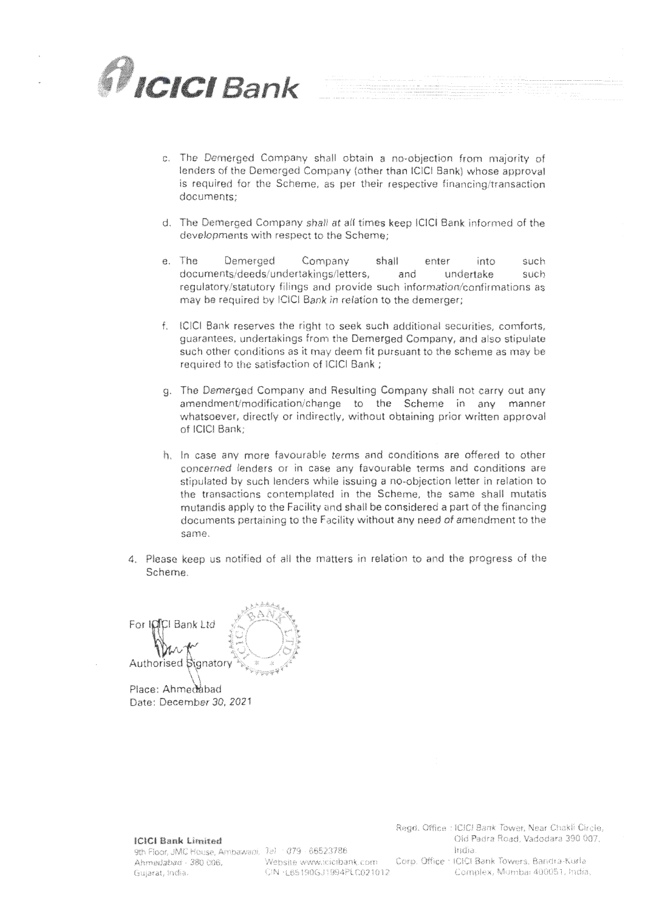c. The Demerged Company shall obtain a no-objection from majority of lenders of the Demerged Company (other than ICICI Bank) whose approval is required for the Scheme, as per their respective financing/transaction documents;

d. The Demerged Company shall at all times keep ICICI Bank informed of the developments with respect to the Scheme;

e. The Demerged Company shall enter into such documents/deeds/undertakings/letters, and undertake such regulatory/statutory filings and provide such information/confirmations as may be required by ICICI Bank in relation to the demerger;

f. ICICI Bank reserves the right to seek such additional securities, comforts, guarantees, undertakings from the Demerged Company, and also stipulate such other conditions as it may deem fit pursuant to the scheme as may be required to the satisfaction of ICICI Bank ;

g. The Demerged Company and Resulting Company shall not carry out any amendment/modification/change to the Scheme in any manner whatsoever, directly or indirectly, without obtaining prior written approval of ICICI Bank;

h. In case any more favourable terms and conditions are offered to other concerned lenders or in case any favourable terms and conditions are stipulated by such lenders while issuing a no-objection letter in relation to the transactions contemplated in the Scheme, the same shall mutatis mutandis apply to the Facility and shall be considered a part of the financing documents pertaining to the Facility without any need of amendment to the same.

4. Please keep us notified of all the matters in relation to and the progress of the Scheme.

For ICICI Bank Ltd

Authorised Signatory

Place: Ahmedabad
Date: December 30, 2021

**ICICI Bank Limited**
9th Floor, JMC House, Ambawadi, Ahmedabad - 380 006, Gujarat, India.
Tel : 079 - 66523786
Website www.icicibank.com
CIN : L65190GJ1994PLC021012

Regd. Office : ICICI Bank Tower, Near Chakli Circle, Old Padra Road, Vadodara 390 007, India.
Corp. Office : ICICI Bank Towers, Bandra-Kurla Complex, Mumbai 400051, India.